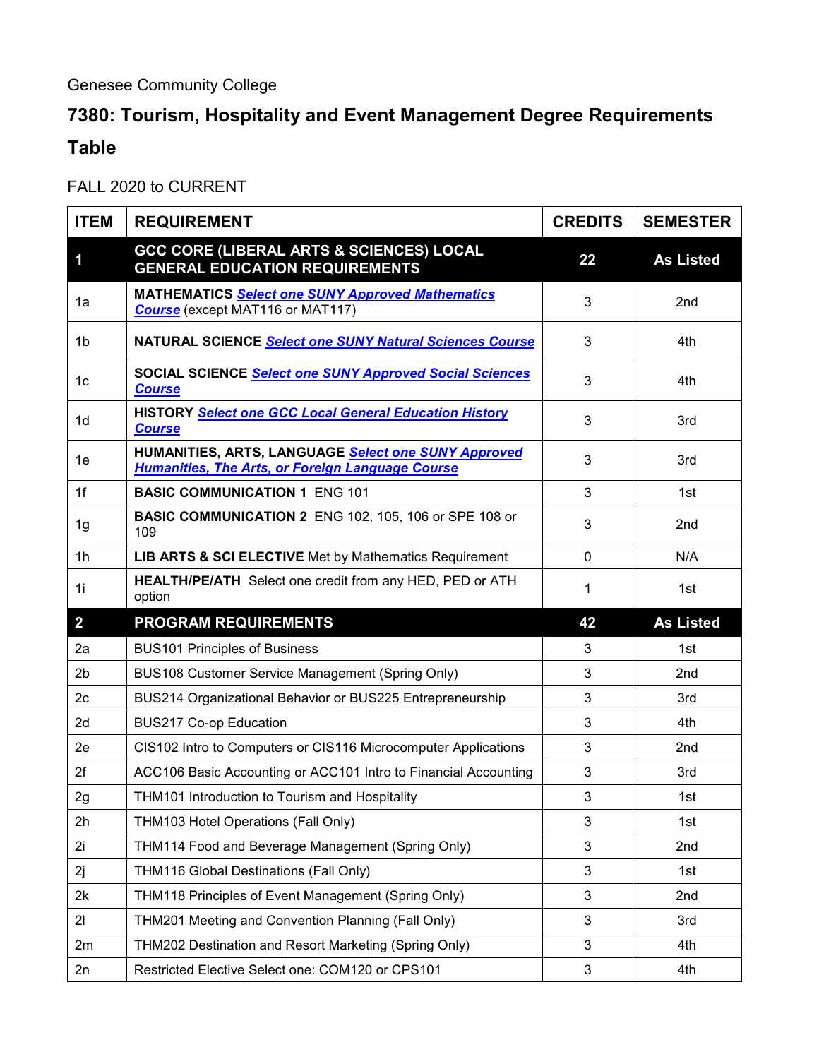Genesee Community College

# 7380: Tourism, Hospitality and Event Management Degree Requirements Table

FALL 2020 to CURRENT

| ITEM | REQUIREMENT | CREDITS | SEMESTER |
|---|---|---|---|
| **1** | **GCC CORE (LIBERAL ARTS & SCIENCES) LOCAL GENERAL EDUCATION REQUIREMENTS** | **22** | **As Listed** |
| 1a | **MATHEMATICS** ***Select one SUNY Approved Mathematics Course*** (except MAT116 or MAT117) | 3 | 2nd |
| 1b | **NATURAL SCIENCE** ***Select one SUNY Natural Sciences Course*** | 3 | 4th |
| 1c | **SOCIAL SCIENCE** ***Select one SUNY Approved Social Sciences Course*** | 3 | 4th |
| 1d | **HISTORY** ***Select one GCC Local General Education History Course*** | 3 | 3rd |
| 1e | **HUMANITIES, ARTS, LANGUAGE** ***Select one SUNY Approved Humanities, The Arts, or Foreign Language Course*** | 3 | 3rd |
| 1f | **BASIC COMMUNICATION 1** ENG 101 | 3 | 1st |
| 1g | **BASIC COMMUNICATION 2** ENG 102, 105, 106 or SPE 108 or 109 | 3 | 2nd |
| 1h | **LIB ARTS & SCI ELECTIVE** Met by Mathematics Requirement | 0 | N/A |
| 1i | **HEALTH/PE/ATH** Select one credit from any HED, PED or ATH option | 1 | 1st |
| **2** | **PROGRAM REQUIREMENTS** | **42** | **As Listed** |
| 2a | BUS101 Principles of Business | 3 | 1st |
| 2b | BUS108 Customer Service Management (Spring Only) | 3 | 2nd |
| 2c | BUS214 Organizational Behavior or BUS225 Entrepreneurship | 3 | 3rd |
| 2d | BUS217 Co-op Education | 3 | 4th |
| 2e | CIS102 Intro to Computers or CIS116 Microcomputer Applications | 3 | 2nd |
| 2f | ACC106 Basic Accounting or ACC101 Intro to Financial Accounting | 3 | 3rd |
| 2g | THM101 Introduction to Tourism and Hospitality | 3 | 1st |
| 2h | THM103 Hotel Operations (Fall Only) | 3 | 1st |
| 2i | THM114 Food and Beverage Management (Spring Only) | 3 | 2nd |
| 2j | THM116 Global Destinations (Fall Only) | 3 | 1st |
| 2k | THM118 Principles of Event Management (Spring Only) | 3 | 2nd |
| 2l | THM201 Meeting and Convention Planning (Fall Only) | 3 | 3rd |
| 2m | THM202 Destination and Resort Marketing (Spring Only) | 3 | 4th |
| 2n | Restricted Elective Select one: COM120 or CPS101 | 3 | 4th |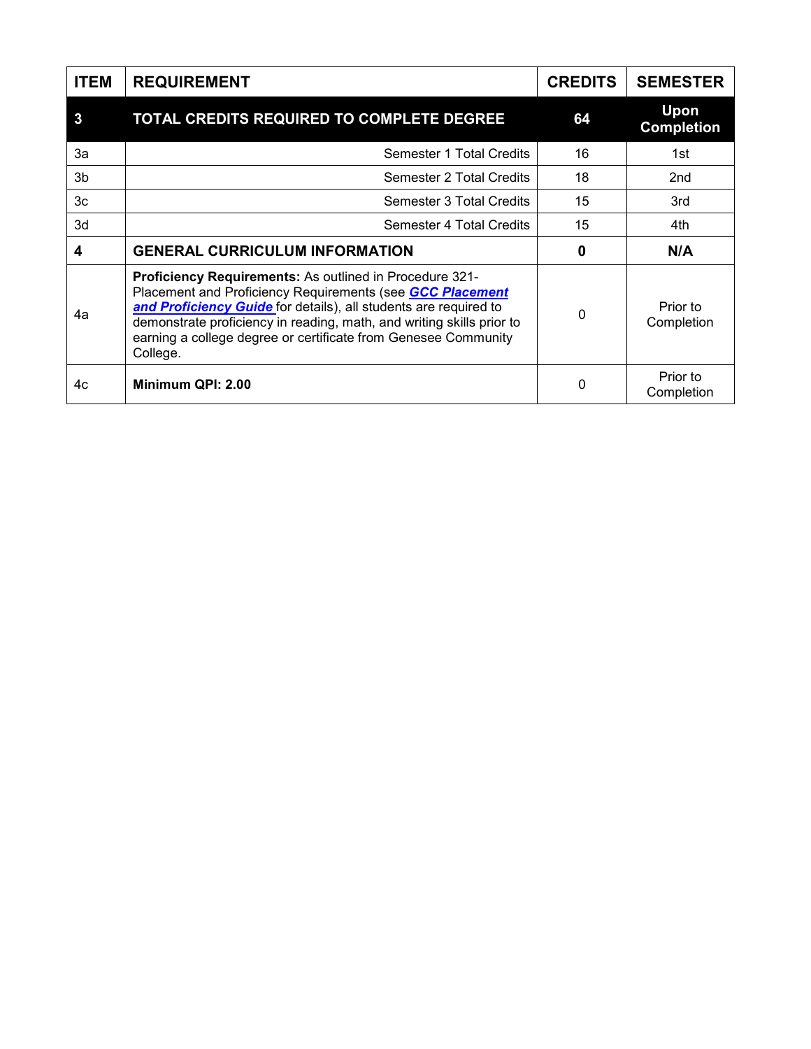| ITEM | REQUIREMENT | CREDITS | SEMESTER |
|---|---|---|---|
| **3** | **TOTAL CREDITS REQUIRED TO COMPLETE DEGREE** | **64** | **Upon Completion** |
| 3a | Semester 1 Total Credits | 16 | 1st |
| 3b | Semester 2 Total Credits | 18 | 2nd |
| 3c | Semester 3 Total Credits | 15 | 3rd |
| 3d | Semester 4 Total Credits | 15 | 4th |
| **4** | **GENERAL CURRICULUM INFORMATION** | **0** | **N/A** |
| 4a | **Proficiency Requirements:** As outlined in Procedure 321-Placement and Proficiency Requirements (see ***GCC Placement and Proficiency Guide*** for details), all students are required to demonstrate proficiency in reading, math, and writing skills prior to earning a college degree or certificate from Genesee Community College. | 0 | Prior to Completion |
| 4c | **Minimum QPI: 2.00** | 0 | Prior to Completion |